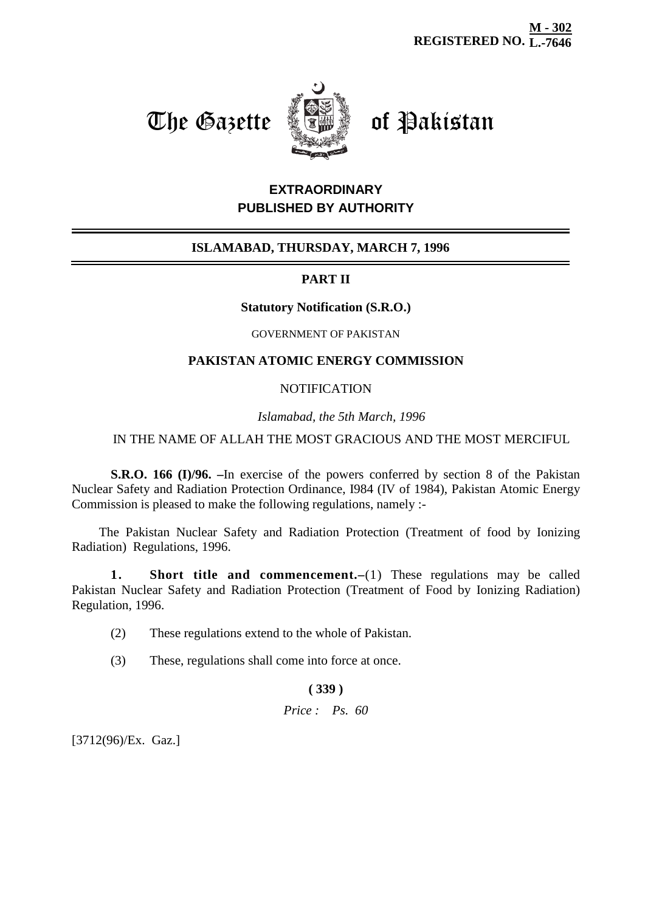**REGISTERED NO. M - 302 / L.-7646**

# The Gazette of Pakistan

**EXTRAORDINARY**
**PUBLISHED BY AUTHORITY**

**ISLAMABAD, THURSDAY, MARCH 7, 1996**

**PART II**

**Statutory Notification (S.R.O.)**

GOVERNMENT OF PAKISTAN

**PAKISTAN ATOMIC ENERGY COMMISSION**

NOTIFICATION

*Islamabad, the 5th March, 1996*

IN THE NAME OF ALLAH THE MOST GRACIOUS AND THE MOST MERCIFUL

**S.R.O. 166 (I)/96. –**In exercise of the powers conferred by section 8 of the Pakistan Nuclear Safety and Radiation Protection Ordinance, I984 (IV of 1984), Pakistan Atomic Energy Commission is pleased to make the following regulations, namely :-

The Pakistan Nuclear Safety and Radiation Protection (Treatment of food by Ionizing Radiation) Regulations, 1996.

**1. Short title and commencement.–**(1) These regulations may be called Pakistan Nuclear Safety and Radiation Protection (Treatment of Food by Ionizing Radiation) Regulation, 1996.

(2) These regulations extend to the whole of Pakistan.

(3) These, regulations shall come into force at once.

*Price : Ps. 60*

[3712(96)/Ex. Gaz.]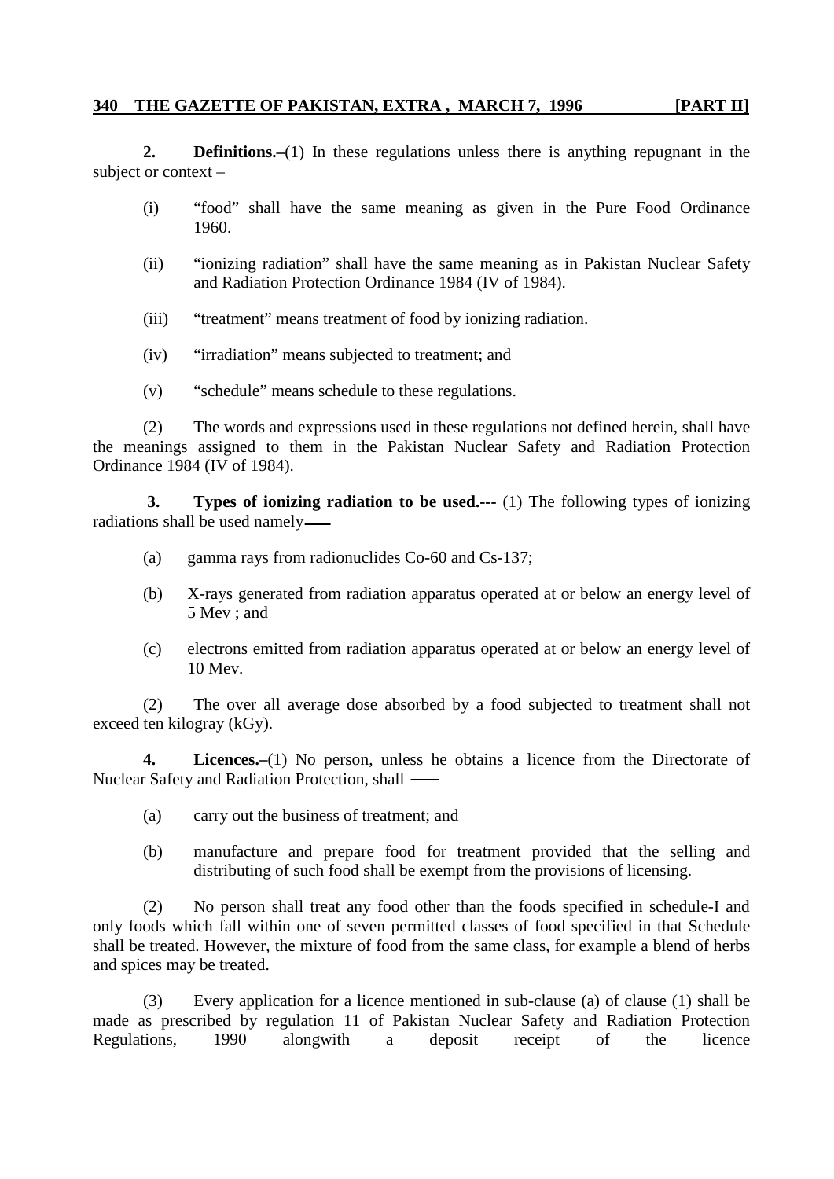**2. Definitions.–**(1) In these regulations unless there is anything repugnant in the subject or context –

(i) "food" shall have the same meaning as given in the Pure Food Ordinance 1960.

(ii) "ionizing radiation" shall have the same meaning as in Pakistan Nuclear Safety and Radiation Protection Ordinance 1984 (IV of 1984).

(iii) "treatment" means treatment of food by ionizing radiation.

(iv) "irradiation" means subjected to treatment; and

(v) "schedule" means schedule to these regulations.

(2) The words and expressions used in these regulations not defined herein, shall have the meanings assigned to them in the Pakistan Nuclear Safety and Radiation Protection Ordinance 1984 (IV of 1984).

**3. Types of ionizing radiation to be used.---** (1) The following types of ionizing radiations shall be used namely——

(a) gamma rays from radionuclides Co-60 and Cs-137;

(b) X-rays generated from radiation apparatus operated at or below an energy level of 5 Mev ; and

(c) electrons emitted from radiation apparatus operated at or below an energy level of 10 Mev.

(2) The over all average dose absorbed by a food subjected to treatment shall not exceed ten kilogray (kGy).

**4. Licences.–**(1) No person, unless he obtains a licence from the Directorate of Nuclear Safety and Radiation Protection, shall ——

(a) carry out the business of treatment; and

(b) manufacture and prepare food for treatment provided that the selling and distributing of such food shall be exempt from the provisions of licensing.

(2) No person shall treat any food other than the foods specified in schedule-I and only foods which fall within one of seven permitted classes of food specified in that Schedule shall be treated. However, the mixture of food from the same class, for example a blend of herbs and spices may be treated.

(3) Every application for a licence mentioned in sub-clause (a) of clause (1) shall be made as prescribed by regulation 11 of Pakistan Nuclear Safety and Radiation Protection Regulations, 1990 alongwith a deposit receipt of the licence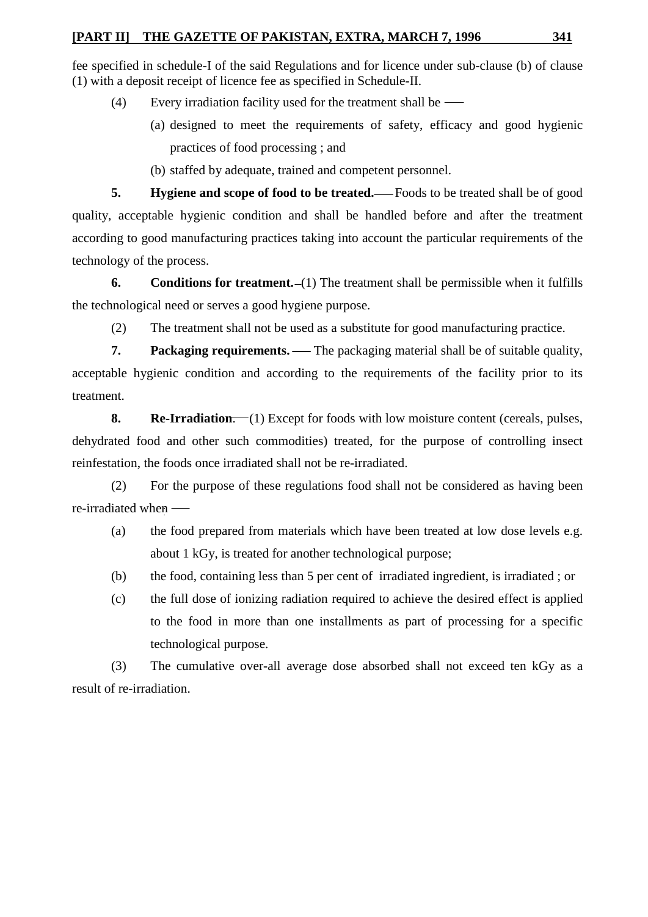fee specified in schedule-I of the said Regulations and for licence under sub-clause (b) of clause (1) with a deposit receipt of licence fee as specified in Schedule-II.

(4) Every irradiation facility used for the treatment shall be ―

(a) designed to meet the requirements of safety, efficacy and good hygienic practices of food processing ; and

(b) staffed by adequate, trained and competent personnel.

**5. Hygiene and scope of food to be treated.**― Foods to be treated shall be of good quality, acceptable hygienic condition and shall be handled before and after the treatment according to good manufacturing practices taking into account the particular requirements of the technology of the process.

**6. Conditions for treatment.**–(1) The treatment shall be permissible when it fulfills the technological need or serves a good hygiene purpose.

(2) The treatment shall not be used as a substitute for good manufacturing practice.

**7. Packaging requirements.** ― The packaging material shall be of suitable quality, acceptable hygienic condition and according to the requirements of the facility prior to its treatment.

**8. Re-Irradiation**.―(1) Except for foods with low moisture content (cereals, pulses, dehydrated food and other such commodities) treated, for the purpose of controlling insect reinfestation, the foods once irradiated shall not be re-irradiated.

(2) For the purpose of these regulations food shall not be considered as having been re-irradiated when ―

(a) the food prepared from materials which have been treated at low dose levels e.g. about 1 kGy, is treated for another technological purpose;

(b) the food, containing less than 5 per cent of irradiated ingredient, is irradiated ; or

(c) the full dose of ionizing radiation required to achieve the desired effect is applied to the food in more than one installments as part of processing for a specific technological purpose.

(3) The cumulative over-all average dose absorbed shall not exceed ten kGy as a result of re-irradiation.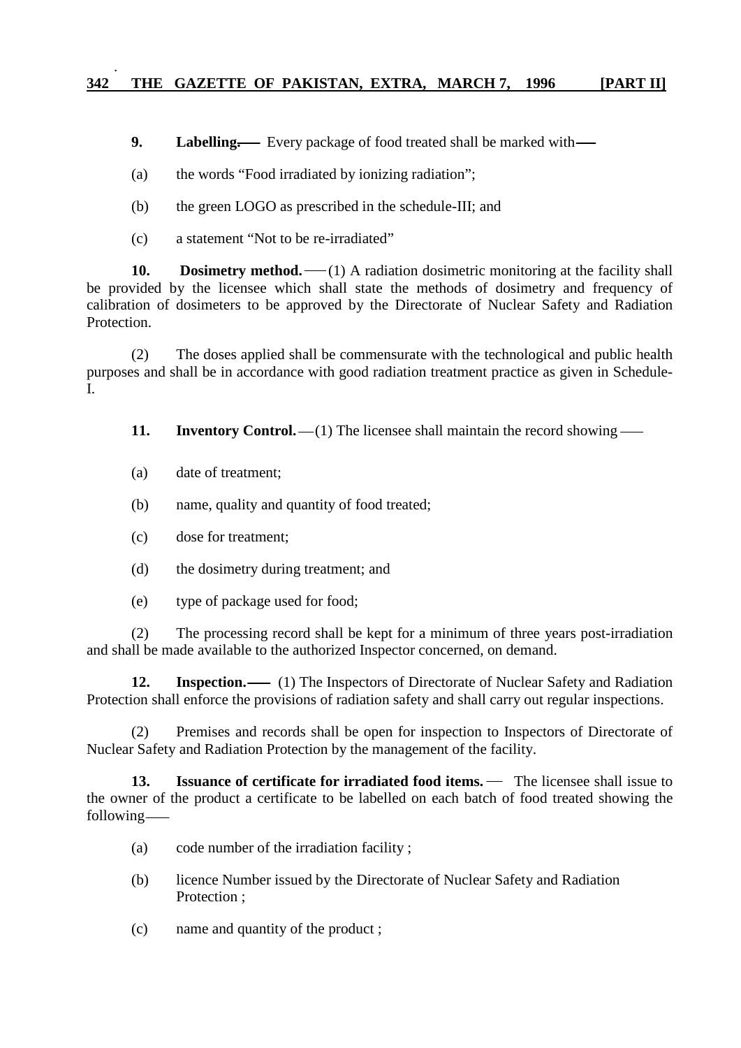**9. Labelling.——** Every package of food treated shall be marked with——

(a) the words "Food irradiated by ionizing radiation";

(b) the green LOGO as prescribed in the schedule-III; and

(c) a statement "Not to be re-irradiated"

**10. Dosimetry method.**——(1) A radiation dosimetric monitoring at the facility shall be provided by the licensee which shall state the methods of dosimetry and frequency of calibration of dosimeters to be approved by the Directorate of Nuclear Safety and Radiation Protection.

(2) The doses applied shall be commensurate with the technological and public health purposes and shall be in accordance with good radiation treatment practice as given in Schedule-I.

**11. Inventory Control.**—(1) The licensee shall maintain the record showing ——

(a) date of treatment;

(b) name, quality and quantity of food treated;

(c) dose for treatment;

(d) the dosimetry during treatment; and

(e) type of package used for food;

(2) The processing record shall be kept for a minimum of three years post-irradiation and shall be made available to the authorized Inspector concerned, on demand.

**12. Inspection.——** (1) The Inspectors of Directorate of Nuclear Safety and Radiation Protection shall enforce the provisions of radiation safety and shall carry out regular inspections.

(2) Premises and records shall be open for inspection to Inspectors of Directorate of Nuclear Safety and Radiation Protection by the management of the facility.

**13. Issuance of certificate for irradiated food items.** — The licensee shall issue to the owner of the product a certificate to be labelled on each batch of food treated showing the following——

(a) code number of the irradiation facility ;

(b) licence Number issued by the Directorate of Nuclear Safety and Radiation Protection ;

(c) name and quantity of the product ;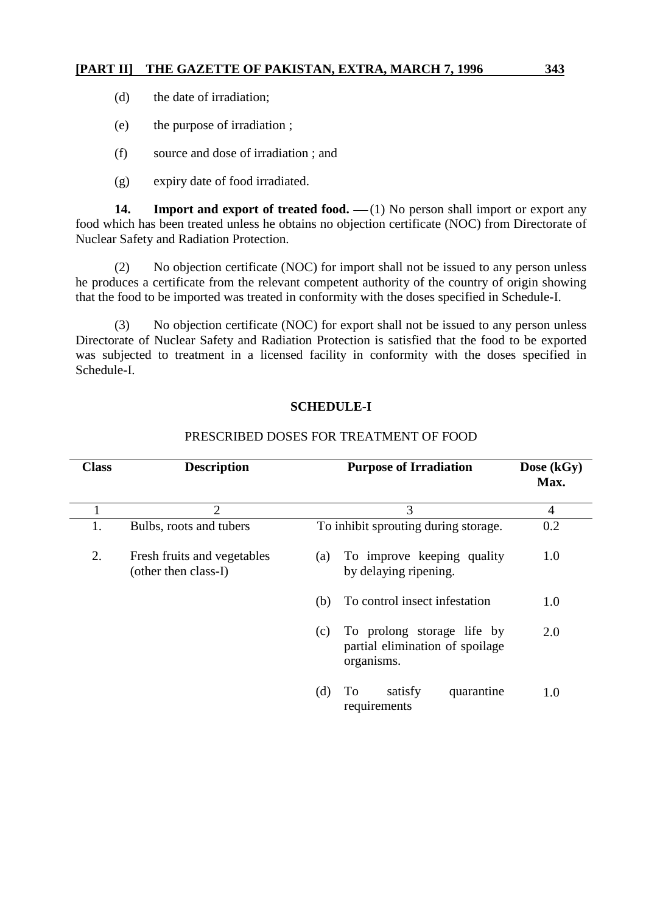(d) the date of irradiation;

(e) the purpose of irradiation ;

(f) source and dose of irradiation ; and

(g) expiry date of food irradiated.

**14. Import and export of treated food.** —(1) No person shall import or export any food which has been treated unless he obtains no objection certificate (NOC) from Directorate of Nuclear Safety and Radiation Protection.

(2) No objection certificate (NOC) for import shall not be issued to any person unless he produces a certificate from the relevant competent authority of the country of origin showing that the food to be imported was treated in conformity with the doses specified in Schedule-I.

(3) No objection certificate (NOC) for export shall not be issued to any person unless Directorate of Nuclear Safety and Radiation Protection is satisfied that the food to be exported was subjected to treatment in a licensed facility in conformity with the doses specified in Schedule-I.

**SCHEDULE-I**

PRESCRIBED DOSES FOR TREATMENT OF FOOD

| Class | Description | Purpose of Irradiation | Dose (kGy) Max. |
|---|---|---|---|
| 1 | 2 | 3 | 4 |
| 1. | Bulbs, roots and tubers | To inhibit sprouting during storage. | 0.2 |
| 2. | Fresh fruits and vegetables (other then class-I) | (a) To improve keeping quality by delaying ripening. | 1.0 |
| | | (b) To control insect infestation | 1.0 |
| | | (c) To prolong storage life by partial elimination of spoilage organisms. | 2.0 |
| | | (d) To satisfy quarantine requirements | 1.0 |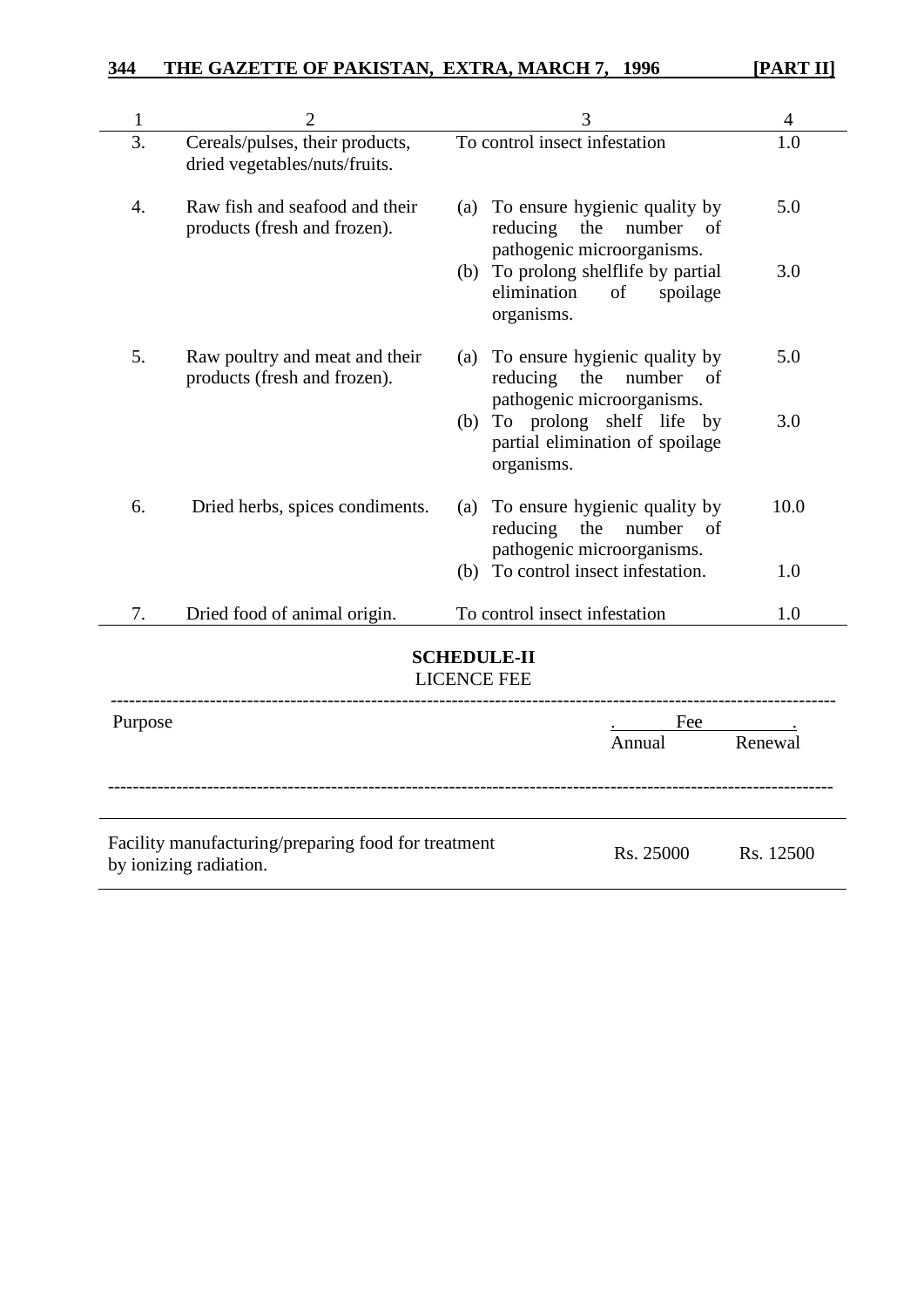| 1 | 2 | 3 | 4 |
|---|---|---|---|
| 3. | Cereals/pulses, their products, dried vegetables/nuts/fruits. | To control insect infestation | 1.0 |
| 4. | Raw fish and seafood and their products (fresh and frozen). | (a) To ensure hygienic quality by reducing the number of pathogenic microorganisms. | 5.0 |
| | | (b) To prolong shelflife by partial elimination of spoilage organisms. | 3.0 |
| 5. | Raw poultry and meat and their products (fresh and frozen). | (a) To ensure hygienic quality by reducing the number of pathogenic microorganisms. | 5.0 |
| | | (b) To prolong shelf life by partial elimination of spoilage organisms. | 3.0 |
| 6. | Dried herbs, spices condiments. | (a) To ensure hygienic quality by reducing the number of pathogenic microorganisms. | 10.0 |
| | | (b) To control insect infestation. | 1.0 |
| 7. | Dried food of animal origin. | To control insect infestation | 1.0 |

## SCHEDULE-II

LICENCE FEE

| Purpose | Fee | |
|---|---|---|
| | Annual | Renewal |
| Facility manufacturing/preparing food for treatment by ionizing radiation. | Rs. 25000 | Rs. 12500 |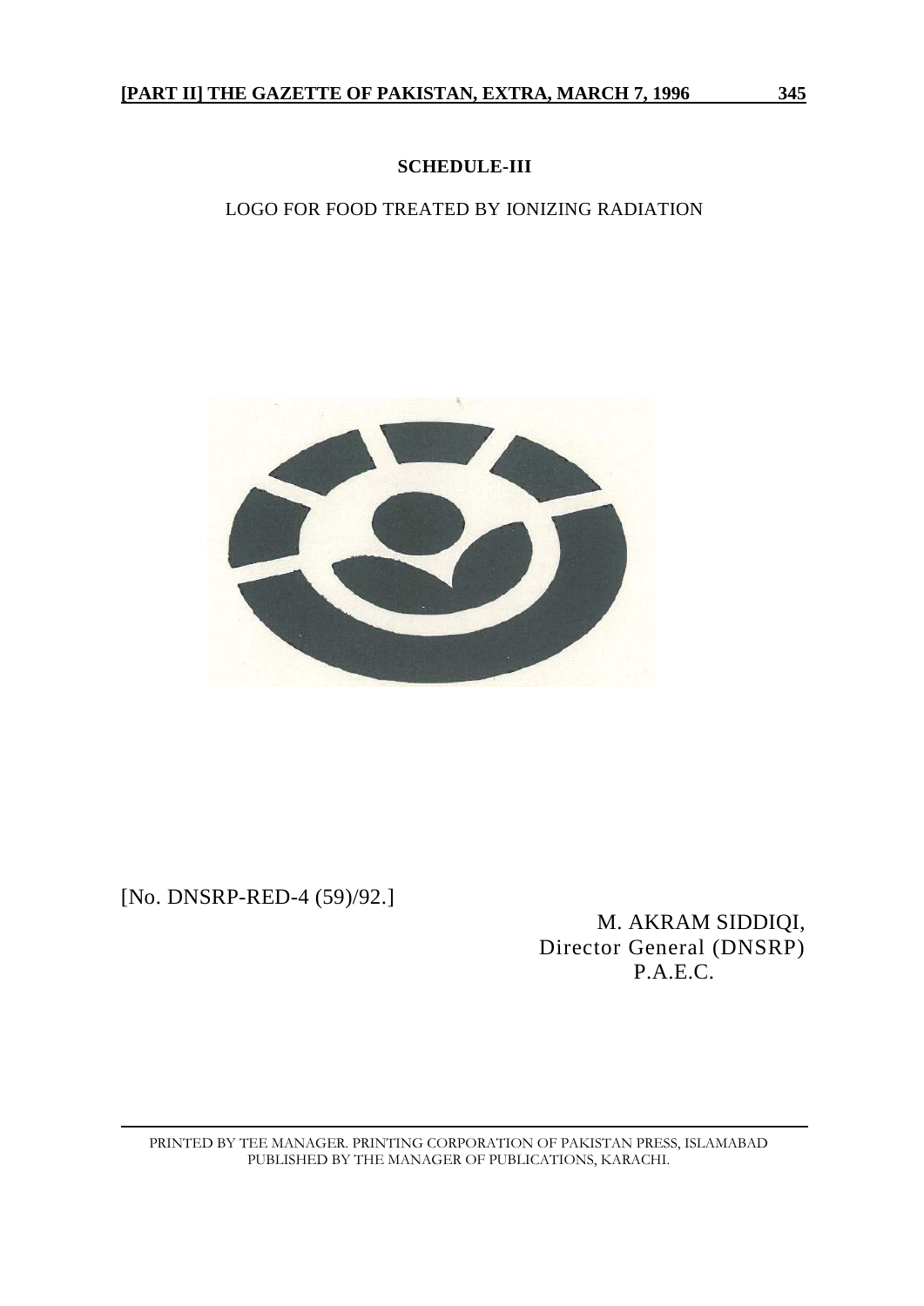**SCHEDULE-III**

LOGO FOR FOOD TREATED BY IONIZING RADIATION

[No. DNSRP-RED-4 (59)/92.]

M. AKRAM SIDDIQI,
Director General (DNSRP)
P.A.E.C.

PRINTED BY TEE MANAGER. PRINTING CORPORATION OF PAKISTAN PRESS, ISLAMABAD
PUBLISHED BY THE MANAGER OF PUBLICATIONS, KARACHI.